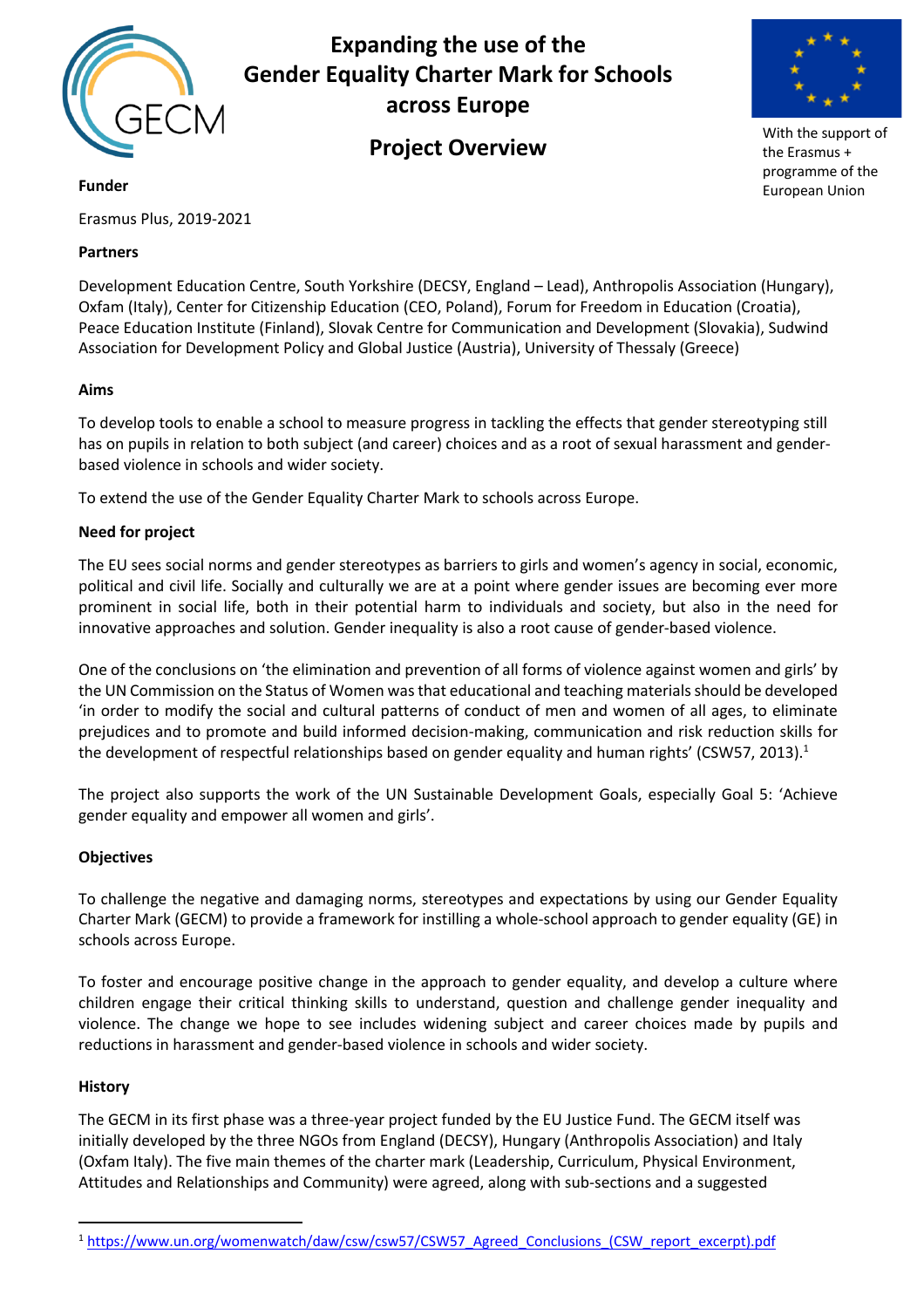# Expanding the use of the Gender Equality Charter Mark for Schools across Europe

## Project Overview

With the support of the Erasmus + programme of the European Union

**Funder**

Erasmus Plus, 2019-2021

**Partners**

Development Education Centre, South Yorkshire (DECSY, England – Lead), Anthropolis Association (Hungary), Oxfam (Italy), Center for Citizenship Education (CEO, Poland), Forum for Freedom in Education (Croatia), Peace Education Institute (Finland), Slovak Centre for Communication and Development (Slovakia), Sudwind Association for Development Policy and Global Justice (Austria), University of Thessaly (Greece)

**Aims**

To develop tools to enable a school to measure progress in tackling the effects that gender stereotyping still has on pupils in relation to both subject (and career) choices and as a root of sexual harassment and gender-based violence in schools and wider society.

To extend the use of the Gender Equality Charter Mark to schools across Europe.

**Need for project**

The EU sees social norms and gender stereotypes as barriers to girls and women's agency in social, economic, political and civil life. Socially and culturally we are at a point where gender issues are becoming ever more prominent in social life, both in their potential harm to individuals and society, but also in the need for innovative approaches and solution. Gender inequality is also a root cause of gender-based violence.

One of the conclusions on 'the elimination and prevention of all forms of violence against women and girls' by the UN Commission on the Status of Women was that educational and teaching materials should be developed 'in order to modify the social and cultural patterns of conduct of men and women of all ages, to eliminate prejudices and to promote and build informed decision-making, communication and risk reduction skills for the development of respectful relationships based on gender equality and human rights' (CSW57, 2013).[1]

The project also supports the work of the UN Sustainable Development Goals, especially Goal 5: 'Achieve gender equality and empower all women and girls'.

**Objectives**

To challenge the negative and damaging norms, stereotypes and expectations by using our Gender Equality Charter Mark (GECM) to provide a framework for instilling a whole-school approach to gender equality (GE) in schools across Europe.

To foster and encourage positive change in the approach to gender equality, and develop a culture where children engage their critical thinking skills to understand, question and challenge gender inequality and violence. The change we hope to see includes widening subject and career choices made by pupils and reductions in harassment and gender-based violence in schools and wider society.

**History**

The GECM in its first phase was a three-year project funded by the EU Justice Fund. The GECM itself was initially developed by the three NGOs from England (DECSY), Hungary (Anthropolis Association) and Italy (Oxfam Italy). The five main themes of the charter mark (Leadership, Curriculum, Physical Environment, Attitudes and Relationships and Community) were agreed, along with sub-sections and a suggested

---

[1] https://www.un.org/womenwatch/daw/csw/csw57/CSW57_Agreed_Conclusions_(CSW_report_excerpt).pdf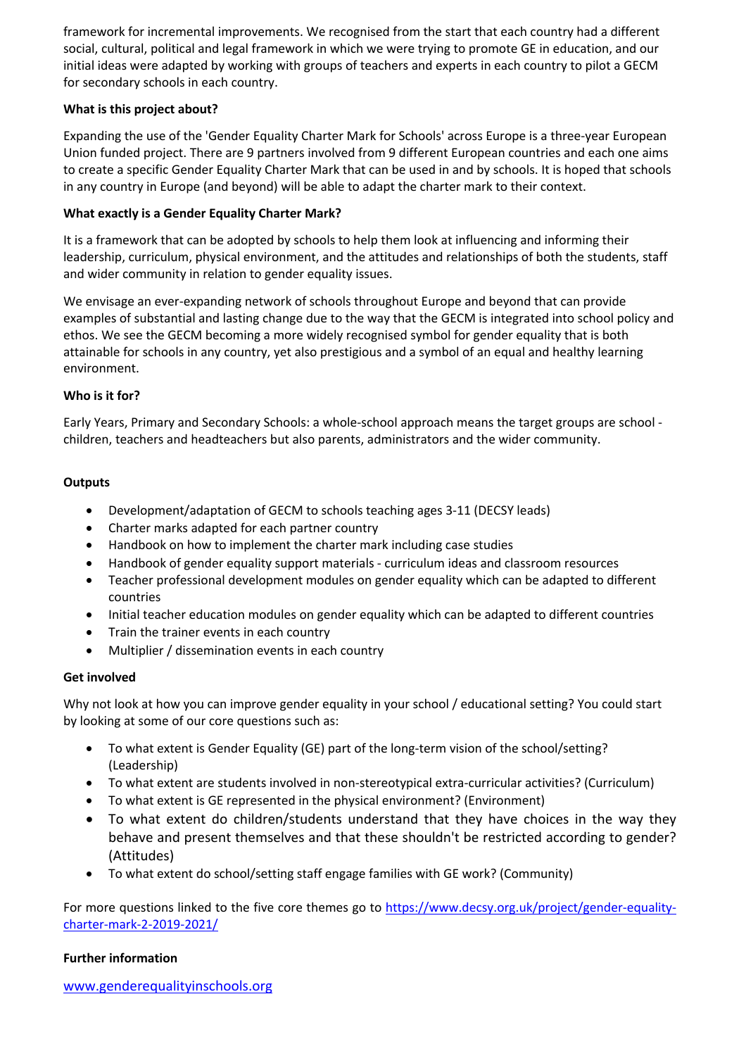framework for incremental improvements. We recognised from the start that each country had a different social, cultural, political and legal framework in which we were trying to promote GE in education, and our initial ideas were adapted by working with groups of teachers and experts in each country to pilot a GECM for secondary schools in each country.

**What is this project about?**

Expanding the use of the 'Gender Equality Charter Mark for Schools' across Europe is a three-year European Union funded project. There are 9 partners involved from 9 different European countries and each one aims to create a specific Gender Equality Charter Mark that can be used in and by schools. It is hoped that schools in any country in Europe (and beyond) will be able to adapt the charter mark to their context.

**What exactly is a Gender Equality Charter Mark?**

It is a framework that can be adopted by schools to help them look at influencing and informing their leadership, curriculum, physical environment, and the attitudes and relationships of both the students, staff and wider community in relation to gender equality issues.

We envisage an ever-expanding network of schools throughout Europe and beyond that can provide examples of substantial and lasting change due to the way that the GECM is integrated into school policy and ethos. We see the GECM becoming a more widely recognised symbol for gender equality that is both attainable for schools in any country, yet also prestigious and a symbol of an equal and healthy learning environment.

**Who is it for?**

Early Years, Primary and Secondary Schools: a whole-school approach means the target groups are school - children, teachers and headteachers but also parents, administrators and the wider community.

**Outputs**

- Development/adaptation of GECM to schools teaching ages 3-11 (DECSY leads)
- Charter marks adapted for each partner country
- Handbook on how to implement the charter mark including case studies
- Handbook of gender equality support materials - curriculum ideas and classroom resources
- Teacher professional development modules on gender equality which can be adapted to different countries
- Initial teacher education modules on gender equality which can be adapted to different countries
- Train the trainer events in each country
- Multiplier / dissemination events in each country

**Get involved**

Why not look at how you can improve gender equality in your school / educational setting? You could start by looking at some of our core questions such as:

- To what extent is Gender Equality (GE) part of the long-term vision of the school/setting? (Leadership)
- To what extent are students involved in non-stereotypical extra-curricular activities? (Curriculum)
- To what extent is GE represented in the physical environment? (Environment)
- To what extent do children/students understand that they have choices in the way they behave and present themselves and that these shouldn't be restricted according to gender? (Attitudes)
- To what extent do school/setting staff engage families with GE work? (Community)

For more questions linked to the five core themes go to [https://www.decsy.org.uk/project/gender-equality-charter-mark-2-2019-2021/](https://www.decsy.org.uk/project/gender-equality-charter-mark-2-2019-2021/)

**Further information**

[www.genderequalityinschools.org](http://www.genderequalityinschools.org)